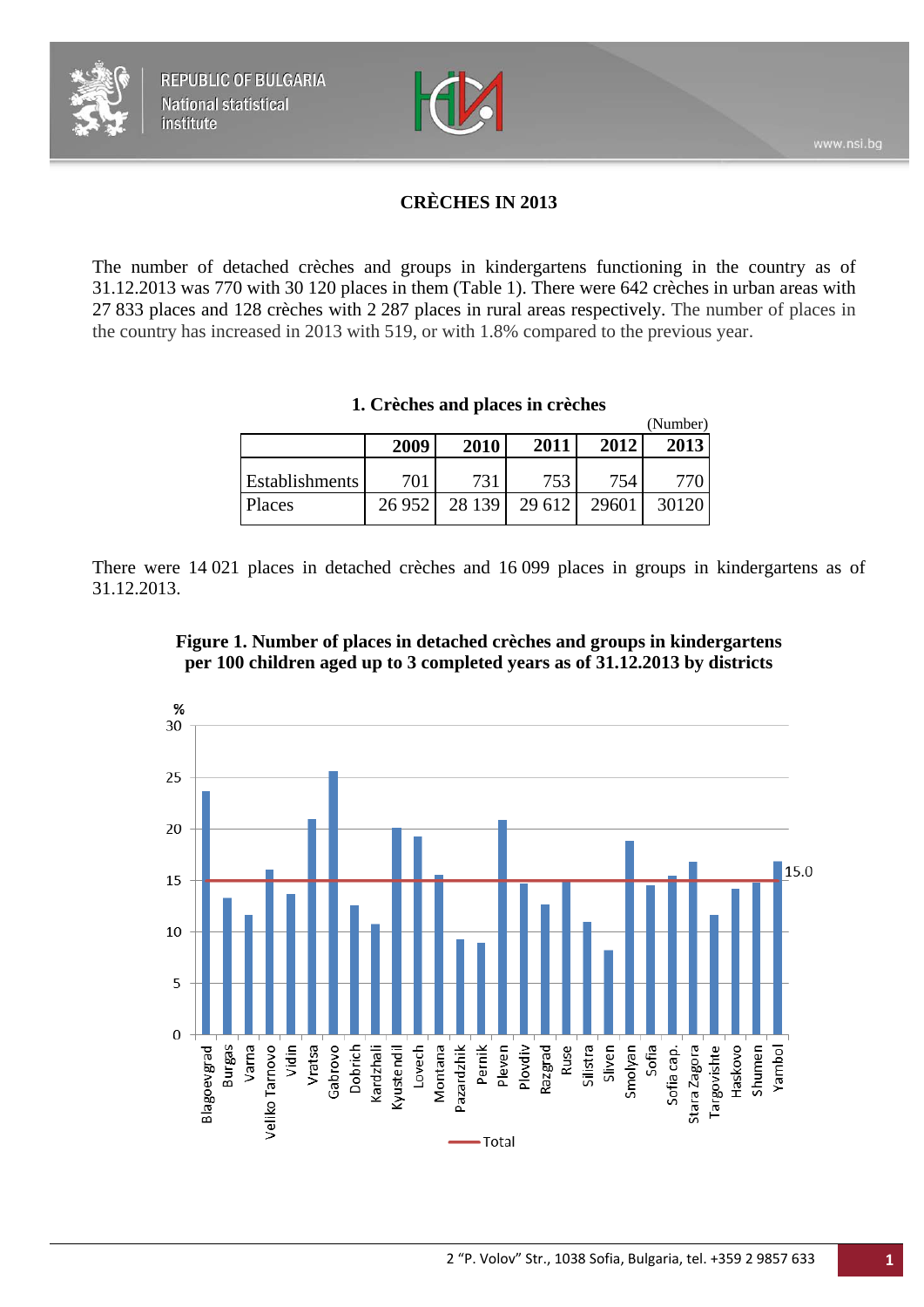# CRÈCHES IN 2013

The number of detached crèches and groups in kindergartens functioning in the country as of 31.12.2013 was 770 with 30 120 places in them (Table 1). There were 642 crèches in urban areas with 27 833 places and 128 crèches with 2 287 places in rural areas respectively. The number of places in the country has increased in 2013 with 519, or with 1.8% compared to the previous year.

**1. Crèches and places in crèches**

(Number)

| | 2009 | 2010 | 2011 | 2012 | 2013 |
|---|---|---|---|---|---|
| Establishments | 701 | 731 | 753 | 754 | 770 |
| Places | 26 952 | 28 139 | 29 612 | 29601 | 30120 |

There were 14 021 places in detached crèches and 16 099 places in groups in kindergartens as of 31.12.2013.

**Figure 1. Number of places in detached crèches and groups in kindergartens per 100 children aged up to 3 completed years as of 31.12.2013 by districts**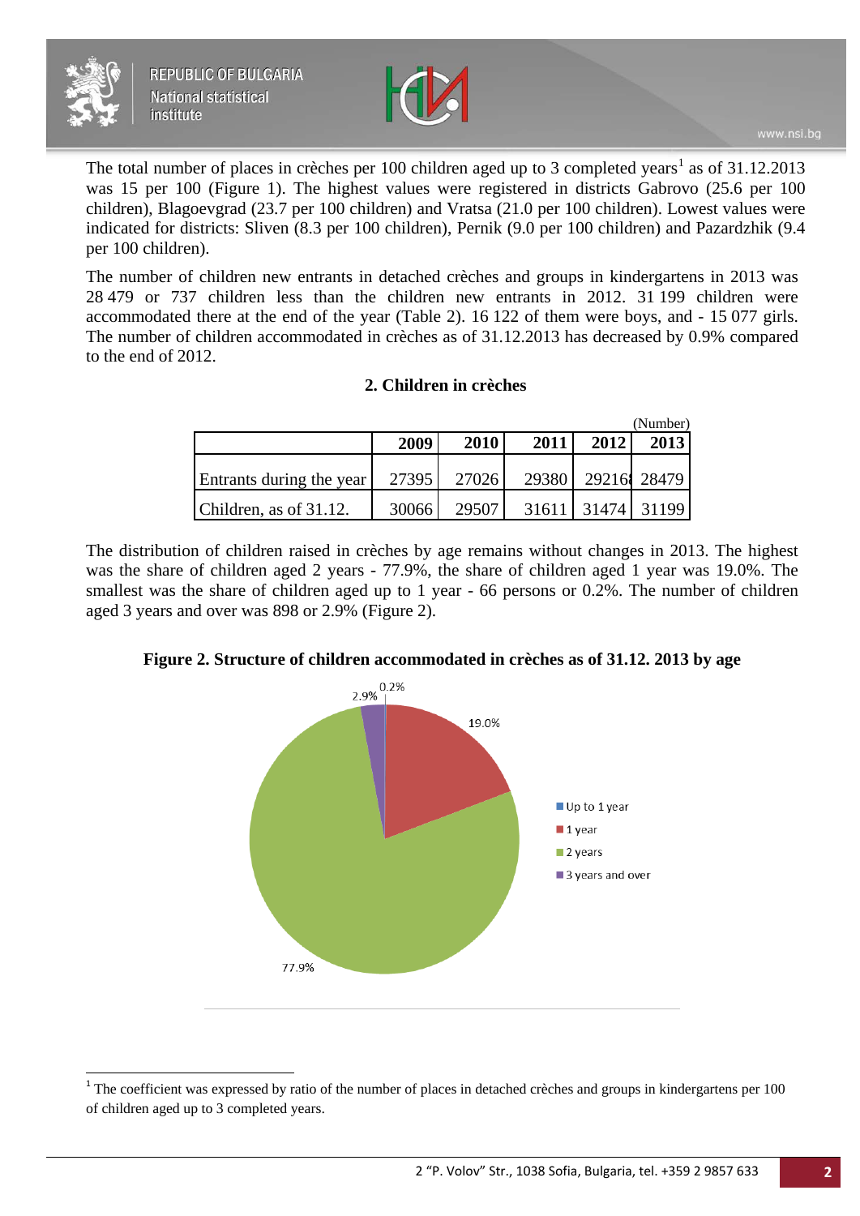The total number of places in crèches per 100 children aged up to 3 completed years[1] as of 31.12.2013 was 15 per 100 (Figure 1). The highest values were registered in districts Gabrovo (25.6 per 100 children), Blagoevgrad (23.7 per 100 children) and Vratsa (21.0 per 100 children). Lowest values were indicated for districts: Sliven (8.3 per 100 children), Pernik (9.0 per 100 children) and Pazardzhik (9.4 per 100 children).

The number of children new entrants in detached crèches and groups in kindergartens in 2013 was 28 479 or 737 children less than the children new entrants in 2012. 31 199 children were accommodated there at the end of the year (Table 2). 16 122 of them were boys, and - 15 077 girls. The number of children accommodated in crèches as of 31.12.2013 has decreased by 0.9% compared to the end of 2012.

### 2. Children in crèches

(Number)

| | 2009 | 2010 | 2011 | 2012 | 2013 |
|---|---|---|---|---|---|
| Entrants during the year | 27395 | 27026 | 29380 | 29216 | 28479 |
| Children, as of 31.12. | 30066 | 29507 | 31611 | 31474 | 31199 |

The distribution of children raised in crèches by age remains without changes in 2013. The highest was the share of children aged 2 years - 77.9%, the share of children aged 1 year was 19.0%. The smallest was the share of children aged up to 1 year - 66 persons or 0.2%. The number of children aged 3 years and over was 898 or 2.9% (Figure 2).

**Figure 2. Structure of children accommodated in crèches as of 31.12. 2013 by age**

| Age | Share |
|---|---|
| Up to 1 year | 0.2% |
| 1 year | 19.0% |
| 2 years | 77.9% |
| 3 years and over | 2.9% |

---

[1] The coefficient was expressed by ratio of the number of places in detached crèches and groups in kindergartens per 100 of children aged up to 3 completed years.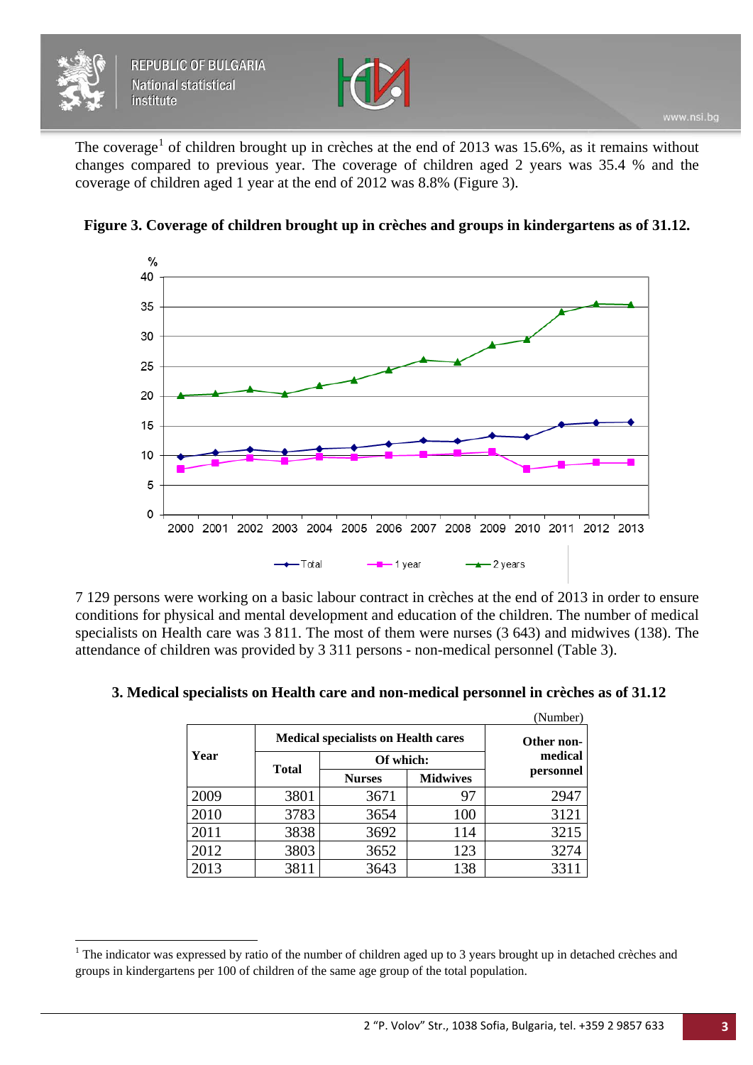The coverage[1] of children brought up in crèches at the end of 2013 was 15.6%, as it remains without changes compared to previous year. The coverage of children aged 2 years was 35.4 % and the coverage of children aged 1 year at the end of 2012 was 8.8% (Figure 3).

**Figure 3. Coverage of children brought up in crèches and groups in kindergartens as of 31.12.**

7 129 persons were working on a basic labour contract in crèches at the end of 2013 in order to ensure conditions for physical and mental development and education of the children. The number of medical specialists on Health care was 3 811. The most of them were nurses (3 643) and midwives (138). The attendance of children was provided by 3 311 persons - non-medical personnel (Table 3).

**3. Medical specialists on Health care and non-medical personnel in crèches as of 31.12**

(Number)

| Year | Medical specialists on Health cares | | | Other non-medical personnel |
|---|---|---|---|---|
| | Total | Of which: | | |
| | | Nurses | Midwives | |
| 2009 | 3801 | 3671 | 97 | 2947 |
| 2010 | 3783 | 3654 | 100 | 3121 |
| 2011 | 3838 | 3692 | 114 | 3215 |
| 2012 | 3803 | 3652 | 123 | 3274 |
| 2013 | 3811 | 3643 | 138 | 3311 |

[1] The indicator was expressed by ratio of the number of children aged up to 3 years brought up in detached crèches and groups in kindergartens per 100 of children of the same age group of the total population.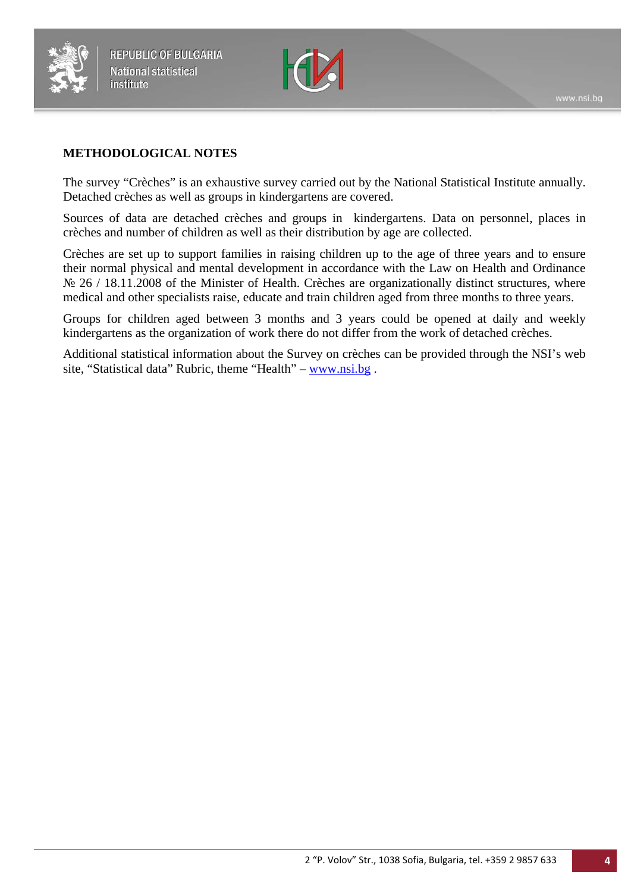## METHODOLOGICAL NOTES

The survey "Crèches" is an exhaustive survey carried out by the National Statistical Institute annually. Detached crèches as well as groups in kindergartens are covered.

Sources of data are detached crèches and groups in kindergartens. Data on personnel, places in crèches and number of children as well as their distribution by age are collected.

Crèches are set up to support families in raising children up to the age of three years and to ensure their normal physical and mental development in accordance with the Law on Health and Ordinance № 26 / 18.11.2008 of the Minister of Health. Crèches are organizationally distinct structures, where medical and other specialists raise, educate and train children aged from three months to three years.

Groups for children aged between 3 months and 3 years could be opened at daily and weekly kindergartens as the organization of work there do not differ from the work of detached crèches.

Additional statistical information about the Survey on crèches can be provided through the NSI's web site, "Statistical data" Rubric, theme "Health" – www.nsi.bg .